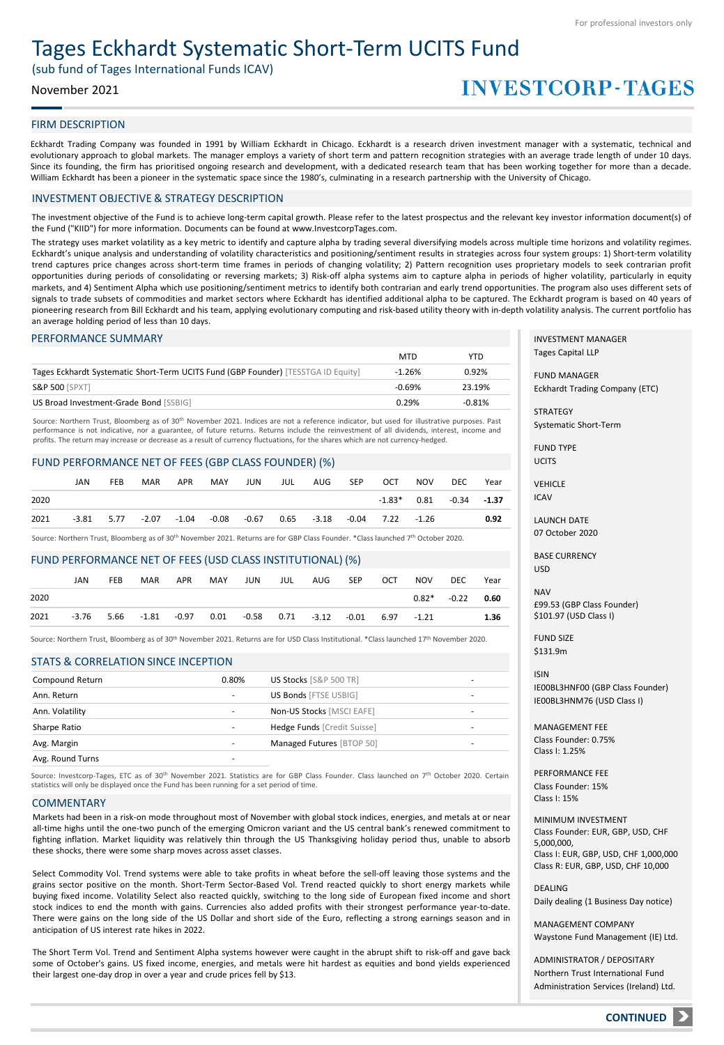For professional investors only

# Tages Eckhardt Systematic Short-Term UCITS Fund

(sub fund of Tages International Funds ICAV)

November 2021

INVESTCORP-TAGES

## FIRM DESCRIPTION

Eckhardt Trading Company was founded in 1991 by William Eckhardt in Chicago. Eckhardt is a research driven investment manager with a systematic, technical and evolutionary approach to global markets. The manager employs a variety of short term and pattern recognition strategies with an average trade length of under 10 days. Since its founding, the firm has prioritised ongoing research and development, with a dedicated research team that has been working together for more than a decade. William Eckhardt has been a pioneer in the systematic space since the 1980's, culminating in a research partnership with the University of Chicago.

## INVESTMENT OBJECTIVE & STRATEGY DESCRIPTION

The investment objective of the Fund is to achieve long-term capital growth. Please refer to the latest prospectus and the relevant key investor information document(s) of the Fund ("KIID") for more information. Documents can be found at www.InvestcorpTages.com.

The strategy uses market volatility as a key metric to identify and capture alpha by trading several diversifying models across multiple time horizons and volatility regimes. Eckhardt's unique analysis and understanding of volatility characteristics and positioning/sentiment results in strategies across four system groups: 1) Short-term volatility trend captures price changes across short-term time frames in periods of changing volatility; 2) Pattern recognition uses proprietary models to seek contrarian profit opportunities during periods of consolidating or reversing markets; 3) Risk-off alpha systems aim to capture alpha in periods of higher volatility, particularly in equity markets, and 4) Sentiment Alpha which use positioning/sentiment metrics to identify both contrarian and early trend opportunities. The program also uses different sets of signals to trade subsets of commodities and market sectors where Eckhardt has identified additional alpha to be captured. The Eckhardt program is based on 40 years of pioneering research from Bill Eckhardt and his team, applying evolutionary computing and risk-based utility theory with in-depth volatility analysis. The current portfolio has an average holding period of less than 10 days.

## PERFORMANCE SUMMARY

| | MTD | YTD |
|---|---|---|
| Tages Eckhardt Systematic Short-Term UCITS Fund (GBP Founder) [TESSTGA ID Equity] | -1.26% | 0.92% |
| S&P 500 [SPXT] | -0.69% | 23.19% |
| US Broad Investment-Grade Bond [SSBIG] | 0.29% | -0.81% |

Source: Northern Trust, Bloomberg as of 30th November 2021. Indices are not a reference indicator, but used for illustrative purposes. Past performance is not indicative, nor a guarantee, of future returns. Returns include the reinvestment of all dividends, interest, income and profits. The return may increase or decrease as a result of currency fluctuations, for the shares which are not currency-hedged.

## FUND PERFORMANCE NET OF FEES (GBP CLASS FOUNDER) (%)

| | JAN | FEB | MAR | APR | MAY | JUN | JUL | AUG | SEP | OCT | NOV | DEC | Year |
|---|---|---|---|---|---|---|---|---|---|---|---|---|---|
| 2020 | | | | | | | | | | -1.83* | 0.81 | -0.34 | **-1.37** |
| 2021 | -3.81 | 5.77 | -2.07 | -1.04 | -0.08 | -0.67 | 0.65 | -3.18 | -0.04 | 7.22 | -1.26 | | **0.92** |

Source: Northern Trust, Bloomberg as of 30th November 2021. Returns are for GBP Class Founder. *Class launched 7th October 2020.

## FUND PERFORMANCE NET OF FEES (USD CLASS INSTITUTIONAL) (%)

| | JAN | FEB | MAR | APR | MAY | JUN | JUL | AUG | SEP | OCT | NOV | DEC | Year |
|---|---|---|---|---|---|---|---|---|---|---|---|---|---|
| 2020 | | | | | | | | | | | 0.82* | -0.22 | **0.60** |
| 2021 | -3.76 | 5.66 | -1.81 | -0.97 | 0.01 | -0.58 | 0.71 | -3.12 | -0.01 | 6.97 | -1.21 | | **1.36** |

Source: Northern Trust, Bloomberg as of 30th November 2021. Returns are for USD Class Institutional. *Class launched 17th November 2020.

## STATS & CORRELATION SINCE INCEPTION

| | | | |
|---|---|---|---|
| Compound Return | 0.80% | US Stocks [S&P 500 TR] | - |
| Ann. Return | - | US Bonds [FTSE USBIG] | - |
| Ann. Volatility | - | Non-US Stocks [MSCI EAFE] | - |
| Sharpe Ratio | - | Hedge Funds [Credit Suisse] | - |
| Avg. Margin | - | Managed Futures [BTOP 50] | - |
| Avg. Round Turns | - | | |

Source: Investcorp-Tages, ETC as of 30th November 2021. Statistics are for GBP Class Founder. Class launched on 7th October 2020. Certain statistics will only be displayed once the Fund has been running for a set period of time.

## COMMENTARY

Markets had been in a risk-on mode throughout most of November with global stock indices, energies, and metals at or near all-time highs until the one-two punch of the emerging Omicron variant and the US central bank's renewed commitment to fighting inflation. Market liquidity was relatively thin through the US Thanksgiving holiday period thus, unable to absorb these shocks, there were some sharp moves across asset classes.

Select Commodity Vol. Trend systems were able to take profits in wheat before the sell-off leaving those systems and the grains sector positive on the month. Short-Term Sector-Based Vol. Trend reacted quickly to short energy markets while buying fixed income. Volatility Select also reacted quickly, switching to the long side of European fixed income and short stock indices to end the month with gains. Currencies also added profits with their strongest performance year-to-date. There were gains on the long side of the US Dollar and short side of the Euro, reflecting a strong earnings season and in anticipation of US interest rate hikes in 2022.

The Short Term Vol. Trend and Sentiment Alpha systems however were caught in the abrupt shift to risk-off and gave back some of October's gains. US fixed income, energies, and metals were hit hardest as equities and bond yields experienced their largest one-day drop in over a year and crude prices fell by $13.

INVESTMENT MANAGER
Tages Capital LLP

FUND MANAGER
Eckhardt Trading Company (ETC)

STRATEGY
Systematic Short-Term

FUND TYPE
UCITS

VEHICLE
ICAV

LAUNCH DATE
07 October 2020

BASE CURRENCY
USD

NAV
£99.53 (GBP Class Founder)
$101.97 (USD Class I)

FUND SIZE
$131.9m

ISIN
IE00BL3HNF00 (GBP Class Founder)
IE00BL3HNM76 (USD Class I)

MANAGEMENT FEE
Class Founder: 0.75%
Class I: 1.25%

PERFORMANCE FEE
Class Founder: 15%
Class I: 15%

MINIMUM INVESTMENT
Class Founder: EUR, GBP, USD, CHF 5,000,000,
Class I: EUR, GBP, USD, CHF 1,000,000
Class R: EUR, GBP, USD, CHF 10,000

DEALING
Daily dealing (1 Business Day notice)

MANAGEMENT COMPANY
Waystone Fund Management (IE) Ltd.

ADMINISTRATOR / DEPOSITARY
Northern Trust International Fund Administration Services (Ireland) Ltd.

CONTINUED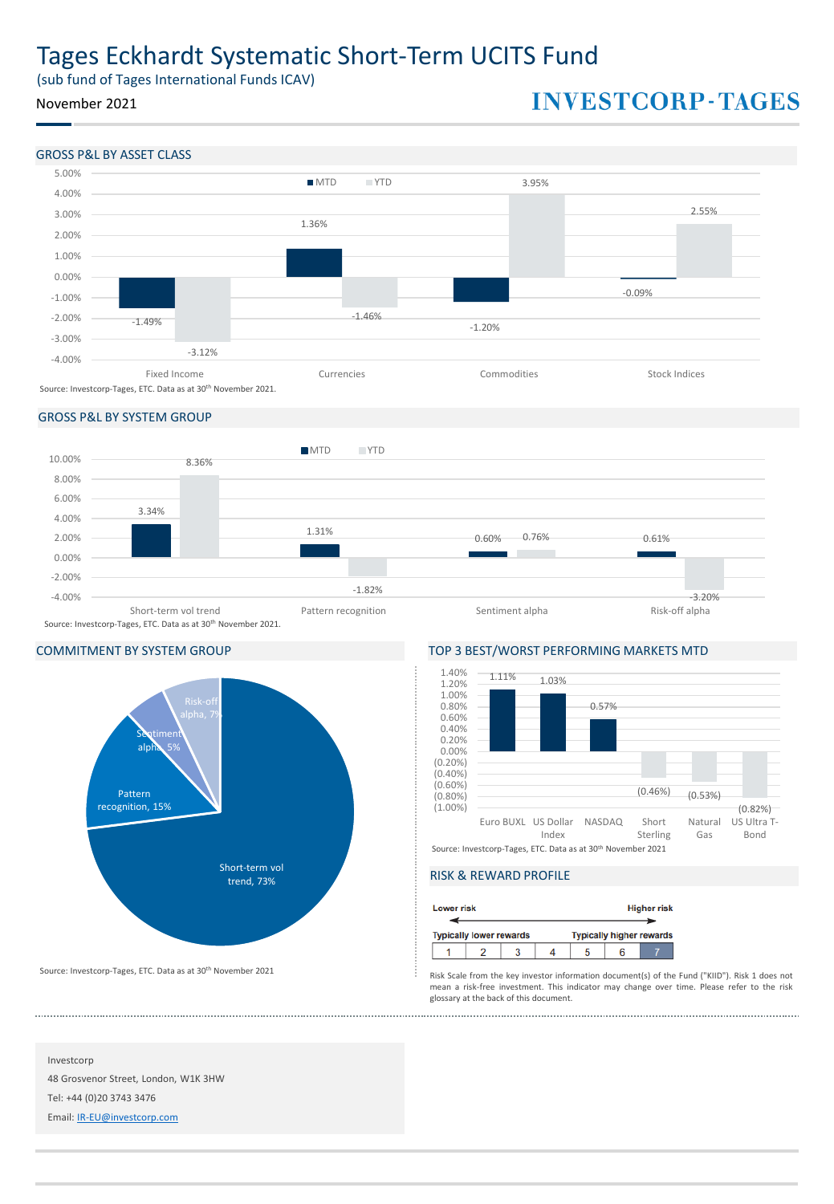# Tages Eckhardt Systematic Short-Term UCITS Fund

(sub fund of Tages International Funds ICAV)

November 2021

INVESTCORP-TAGES

## GROSS P&L BY ASSET CLASS

MTD YTD

5.00%
4.00%
3.00%
2.00%
1.00%
0.00%
-1.00%
-2.00%
-3.00%
-4.00%

Fixed Income: -1.49% (MTD), -3.12% (YTD)
Currencies: 1.36% (MTD), -1.46% (YTD)
Commodities: -1.20% (MTD), 3.95% (YTD)
Stock Indices: -0.09% (MTD), 2.55% (YTD)

Source: Investcorp-Tages, ETC. Data as at 30th November 2021.

## GROSS P&L BY SYSTEM GROUP

MTD YTD

10.00%
8.00%
6.00%
4.00%
2.00%
0.00%
-2.00%
-4.00%

Short-term vol trend: 3.34% (MTD), 8.36% (YTD)
Pattern recognition: 1.31% (MTD), -1.82% (YTD)
Sentiment alpha: 0.60% (MTD), 0.76% (YTD)
Risk-off alpha: 0.61% (MTD), -3.20% (YTD)

Source: Investcorp-Tages, ETC. Data as at 30th November 2021.

## COMMITMENT BY SYSTEM GROUP

Short-term vol trend, 73%
Pattern recognition, 15%
Sentiment alpha, 5%
Risk-off alpha, 7%

Source: Investcorp-Tages, ETC. Data as at 30th November 2021

## TOP 3 BEST/WORST PERFORMING MARKETS MTD

1.40%
1.20%
1.00%
0.80%
0.60%
0.40%
0.20%
0.00%
(0.20%)
(0.40%)
(0.60%)
(0.80%)
(1.00%)

Euro BUXL: 1.11%
US Dollar Index: 1.03%
NASDAQ: 0.57%
Short Sterling: (0.46%)
Natural Gas: (0.53%)
US Ultra T-Bond: (0.82%)

Source: Investcorp-Tages, ETC. Data as at 30th November 2021

## RISK & REWARD PROFILE

Lower risk — Higher risk

Typically lower rewards — Typically higher rewards

1 2 3 4 5 6 **7**

Risk Scale from the key investor information document(s) of the Fund ("KIID"). Risk 1 does not mean a risk-free investment. This indicator may change over time. Please refer to the risk glossary at the back of this document.

Investcorp
48 Grosvenor Street, London, W1K 3HW
Tel: +44 (0)20 3743 3476
Email: IR-EU@investcorp.com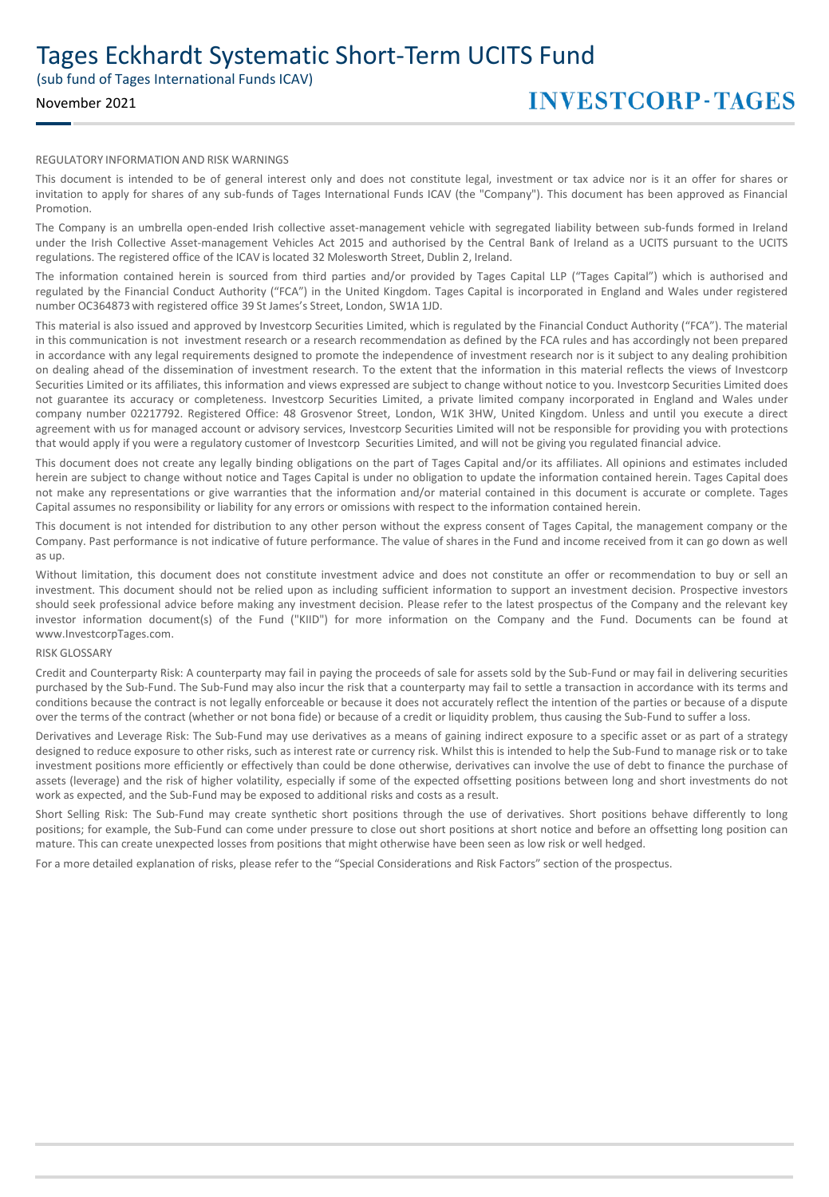# Tages Eckhardt Systematic Short-Term UCITS Fund

(sub fund of Tages International Funds ICAV)

November 2021

**INVESTCORP-TAGES**

REGULATORY INFORMATION AND RISK WARNINGS

This document is intended to be of general interest only and does not constitute legal, investment or tax advice nor is it an offer for shares or invitation to apply for shares of any sub-funds of Tages International Funds ICAV (the "Company"). This document has been approved as Financial Promotion.

The Company is an umbrella open-ended Irish collective asset-management vehicle with segregated liability between sub-funds formed in Ireland under the Irish Collective Asset-management Vehicles Act 2015 and authorised by the Central Bank of Ireland as a UCITS pursuant to the UCITS regulations. The registered office of the ICAV is located 32 Molesworth Street, Dublin 2, Ireland.

The information contained herein is sourced from third parties and/or provided by Tages Capital LLP ("Tages Capital") which is authorised and regulated by the Financial Conduct Authority ("FCA") in the United Kingdom. Tages Capital is incorporated in England and Wales under registered number OC364873 with registered office 39 St James's Street, London, SW1A 1JD.

This material is also issued and approved by Investcorp Securities Limited, which is regulated by the Financial Conduct Authority ("FCA"). The material in this communication is not investment research or a research recommendation as defined by the FCA rules and has accordingly not been prepared in accordance with any legal requirements designed to promote the independence of investment research nor is it subject to any dealing prohibition on dealing ahead of the dissemination of investment research. To the extent that the information in this material reflects the views of Investcorp Securities Limited or its affiliates, this information and views expressed are subject to change without notice to you. Investcorp Securities Limited does not guarantee its accuracy or completeness. Investcorp Securities Limited, a private limited company incorporated in England and Wales under company number 02217792. Registered Office: 48 Grosvenor Street, London, W1K 3HW, United Kingdom. Unless and until you execute a direct agreement with us for managed account or advisory services, Investcorp Securities Limited will not be responsible for providing you with protections that would apply if you were a regulatory customer of Investcorp Securities Limited, and will not be giving you regulated financial advice.

This document does not create any legally binding obligations on the part of Tages Capital and/or its affiliates. All opinions and estimates included herein are subject to change without notice and Tages Capital is under no obligation to update the information contained herein. Tages Capital does not make any representations or give warranties that the information and/or material contained in this document is accurate or complete. Tages Capital assumes no responsibility or liability for any errors or omissions with respect to the information contained herein.

This document is not intended for distribution to any other person without the express consent of Tages Capital, the management company or the Company. Past performance is not indicative of future performance. The value of shares in the Fund and income received from it can go down as well as up.

Without limitation, this document does not constitute investment advice and does not constitute an offer or recommendation to buy or sell an investment. This document should not be relied upon as including sufficient information to support an investment decision. Prospective investors should seek professional advice before making any investment decision. Please refer to the latest prospectus of the Company and the relevant key investor information document(s) of the Fund ("KIID") for more information on the Company and the Fund. Documents can be found at www.InvestcorpTages.com.

RISK GLOSSARY

Credit and Counterparty Risk: A counterparty may fail in paying the proceeds of sale for assets sold by the Sub-Fund or may fail in delivering securities purchased by the Sub-Fund. The Sub-Fund may also incur the risk that a counterparty may fail to settle a transaction in accordance with its terms and conditions because the contract is not legally enforceable or because it does not accurately reflect the intention of the parties or because of a dispute over the terms of the contract (whether or not bona fide) or because of a credit or liquidity problem, thus causing the Sub-Fund to suffer a loss.

Derivatives and Leverage Risk: The Sub-Fund may use derivatives as a means of gaining indirect exposure to a specific asset or as part of a strategy designed to reduce exposure to other risks, such as interest rate or currency risk. Whilst this is intended to help the Sub-Fund to manage risk or to take investment positions more efficiently or effectively than could be done otherwise, derivatives can involve the use of debt to finance the purchase of assets (leverage) and the risk of higher volatility, especially if some of the expected offsetting positions between long and short investments do not work as expected, and the Sub-Fund may be exposed to additional risks and costs as a result.

Short Selling Risk: The Sub-Fund may create synthetic short positions through the use of derivatives. Short positions behave differently to long positions; for example, the Sub-Fund can come under pressure to close out short positions at short notice and before an offsetting long position can mature. This can create unexpected losses from positions that might otherwise have been seen as low risk or well hedged.

For a more detailed explanation of risks, please refer to the "Special Considerations and Risk Factors" section of the prospectus.